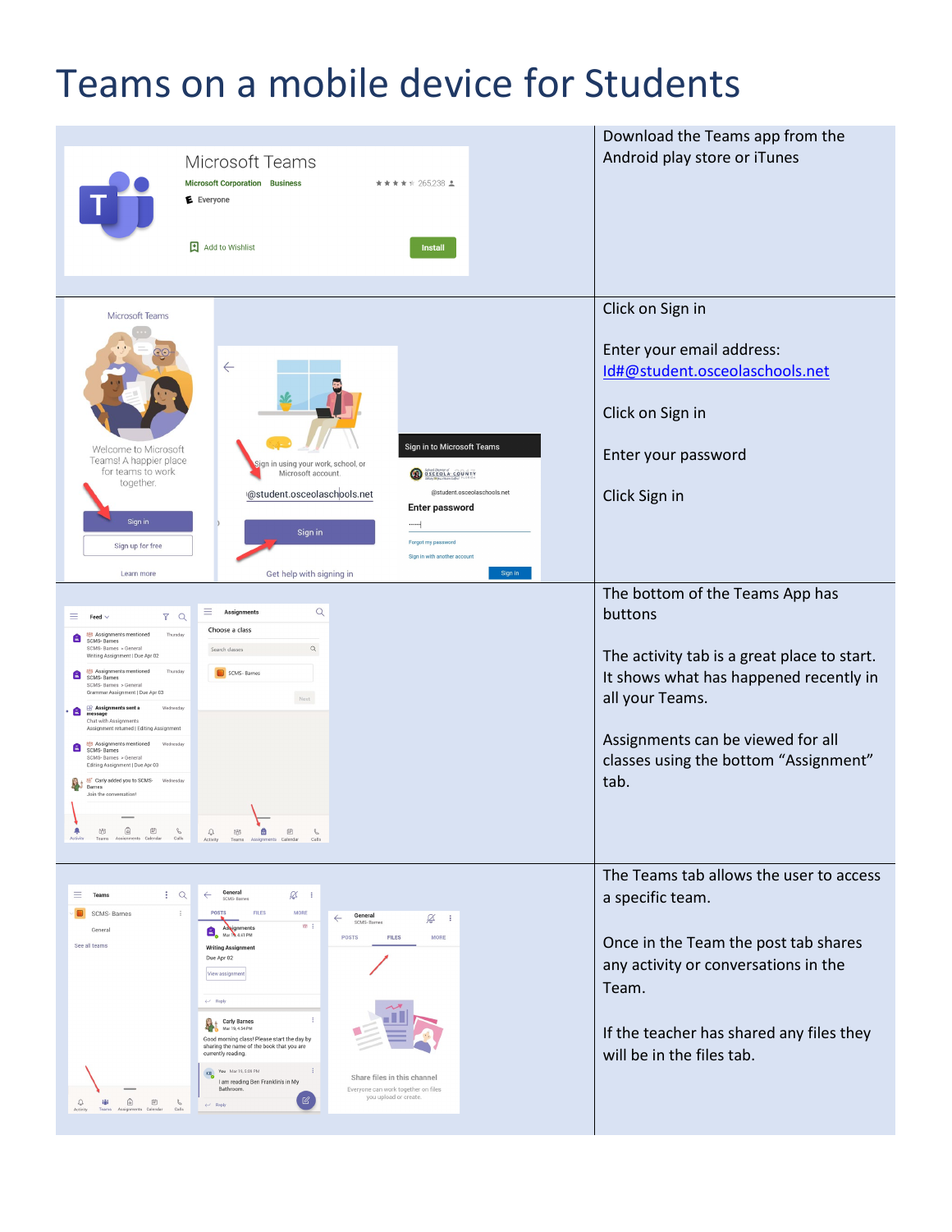# Teams on a mobile device for Students

Download the Teams app from the Android play store or iTunes

Click on Sign in

Enter your email address: Id#@student.osceolaschools.net

Click on Sign in

Enter your password

Click Sign in

The bottom of the Teams App has buttons

The activity tab is a great place to start. It shows what has happened recently in all your Teams.

Assignments can be viewed for all classes using the bottom "Assignment" tab.

The Teams tab allows the user to access a specific team.

Once in the Team the post tab shares any activity or conversations in the Team.

If the teacher has shared any files they will be in the files tab.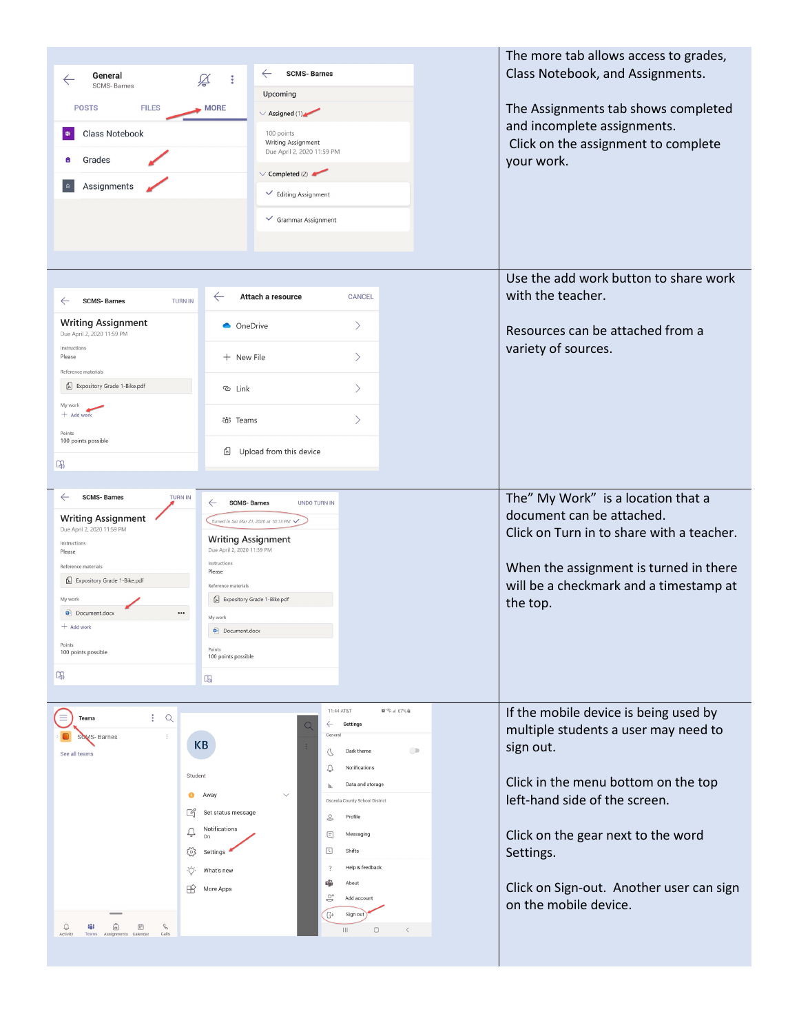The more tab allows access to grades, Class Notebook, and Assignments.

The Assignments tab shows completed and incomplete assignments.
Click on the assignment to complete your work.

Use the add work button to share work with the teacher.

Resources can be attached from a variety of sources.

The" My Work" is a location that a document can be attached.
Click on Turn in to share with a teacher.

When the assignment is turned in there will be a checkmark and a timestamp at the top.

If the mobile device is being used by multiple students a user may need to sign out.

Click in the menu bottom on the top left-hand side of the screen.

Click on the gear next to the word Settings.

Click on Sign-out. Another user can sign on the mobile device.